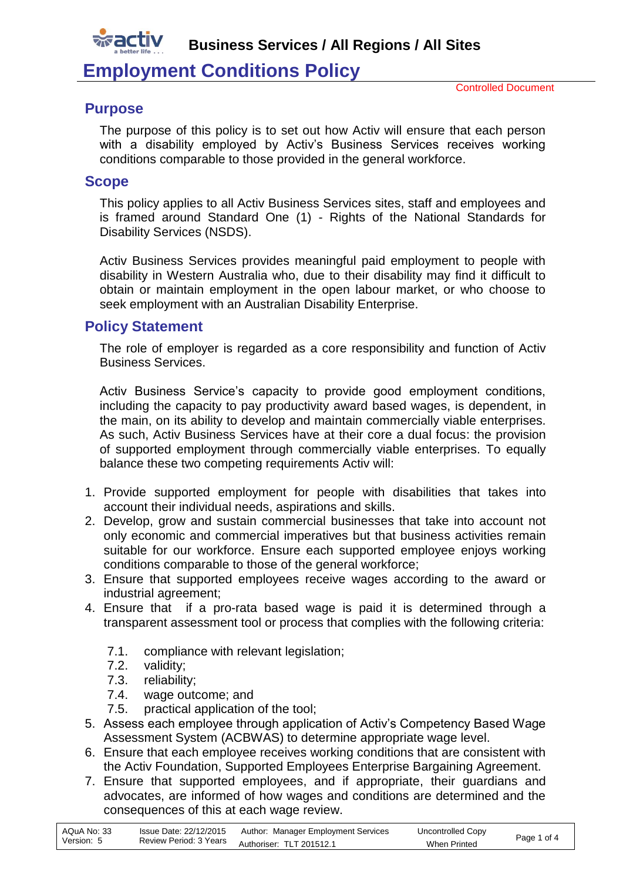Business Services / All Regions / All Sites

# Employment Conditions Policy

Controlled Document

## Purpose

The purpose of this policy is to set out how Activ will ensure that each person with a disability employed by Activ's Business Services receives working conditions comparable to those provided in the general workforce.

## Scope

This policy applies to all Activ Business Services sites, staff and employees and is framed around Standard One (1) - Rights of the National Standards for Disability Services (NSDS).

Activ Business Services provides meaningful paid employment to people with disability in Western Australia who, due to their disability may find it difficult to obtain or maintain employment in the open labour market, or who choose to seek employment with an Australian Disability Enterprise.

## Policy Statement

The role of employer is regarded as a core responsibility and function of Activ Business Services.

Activ Business Service's capacity to provide good employment conditions, including the capacity to pay productivity award based wages, is dependent, in the main, on its ability to develop and maintain commercially viable enterprises. As such, Activ Business Services have at their core a dual focus: the provision of supported employment through commercially viable enterprises. To equally balance these two competing requirements Activ will:

1. Provide supported employment for people with disabilities that takes into account their individual needs, aspirations and skills.
2. Develop, grow and sustain commercial businesses that take into account not only economic and commercial imperatives but that business activities remain suitable for our workforce. Ensure each supported employee enjoys working conditions comparable to those of the general workforce;
3. Ensure that supported employees receive wages according to the award or industrial agreement;
4. Ensure that if a pro-rata based wage is paid it is determined through a transparent assessment tool or process that complies with the following criteria:

    7.1. compliance with relevant legislation;
    7.2. validity;
    7.3. reliability;
    7.4. wage outcome; and
    7.5. practical application of the tool;

5. Assess each employee through application of Activ's Competency Based Wage Assessment System (ACBWAS) to determine appropriate wage level.
6. Ensure that each employee receives working conditions that are consistent with the Activ Foundation, Supported Employees Enterprise Bargaining Agreement.
7. Ensure that supported employees, and if appropriate, their guardians and advocates, are informed of how wages and conditions are determined and the consequences of this at each wage review.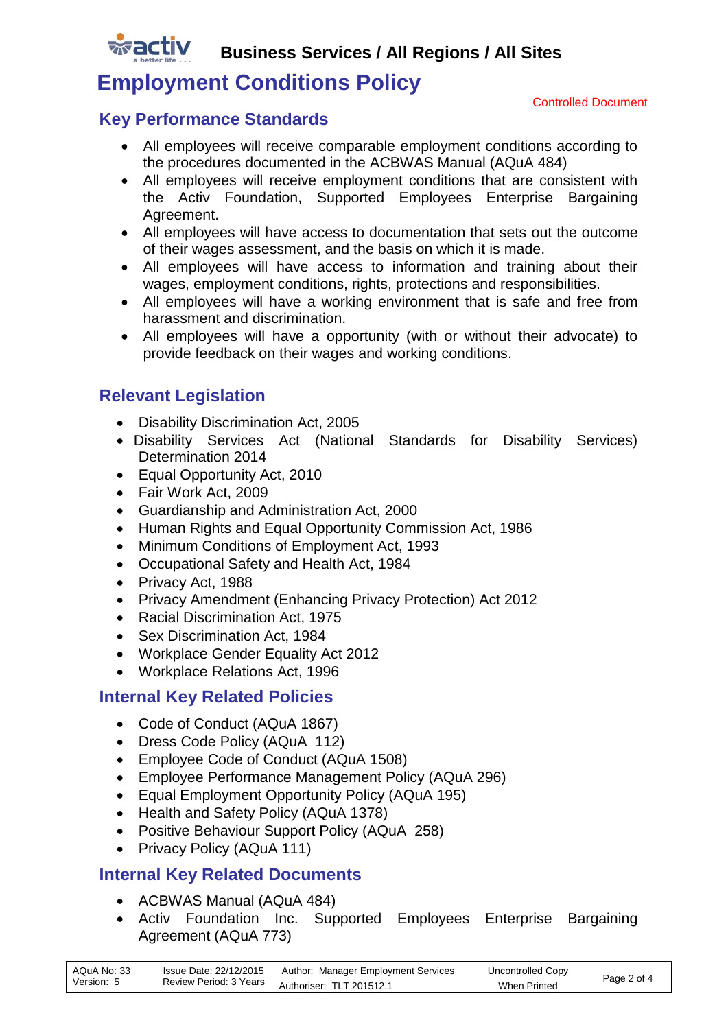## Key Performance Standards

- All employees will receive comparable employment conditions according to the procedures documented in the ACBWAS Manual (AQuA 484)
- All employees will receive employment conditions that are consistent with the Activ Foundation, Supported Employees Enterprise Bargaining Agreement.
- All employees will have access to documentation that sets out the outcome of their wages assessment, and the basis on which it is made.
- All employees will have access to information and training about their wages, employment conditions, rights, protections and responsibilities.
- All employees will have a working environment that is safe and free from harassment and discrimination.
- All employees will have a opportunity (with or without their advocate) to provide feedback on their wages and working conditions.

## Relevant Legislation

- Disability Discrimination Act, 2005
- Disability Services Act (National Standards for Disability Services) Determination 2014
- Equal Opportunity Act, 2010
- Fair Work Act, 2009
- Guardianship and Administration Act, 2000
- Human Rights and Equal Opportunity Commission Act, 1986
- Minimum Conditions of Employment Act, 1993
- Occupational Safety and Health Act, 1984
- Privacy Act, 1988
- Privacy Amendment (Enhancing Privacy Protection) Act 2012
- Racial Discrimination Act, 1975
- Sex Discrimination Act, 1984
- Workplace Gender Equality Act 2012
- Workplace Relations Act, 1996

## Internal Key Related Policies

- Code of Conduct (AQuA 1867)
- Dress Code Policy (AQuA 112)
- Employee Code of Conduct (AQuA 1508)
- Employee Performance Management Policy (AQuA 296)
- Equal Employment Opportunity Policy (AQuA 195)
- Health and Safety Policy (AQuA 1378)
- Positive Behaviour Support Policy (AQuA 258)
- Privacy Policy (AQuA 111)

## Internal Key Related Documents

- ACBWAS Manual (AQuA 484)
- Activ Foundation Inc. Supported Employees Enterprise Bargaining Agreement (AQuA 773)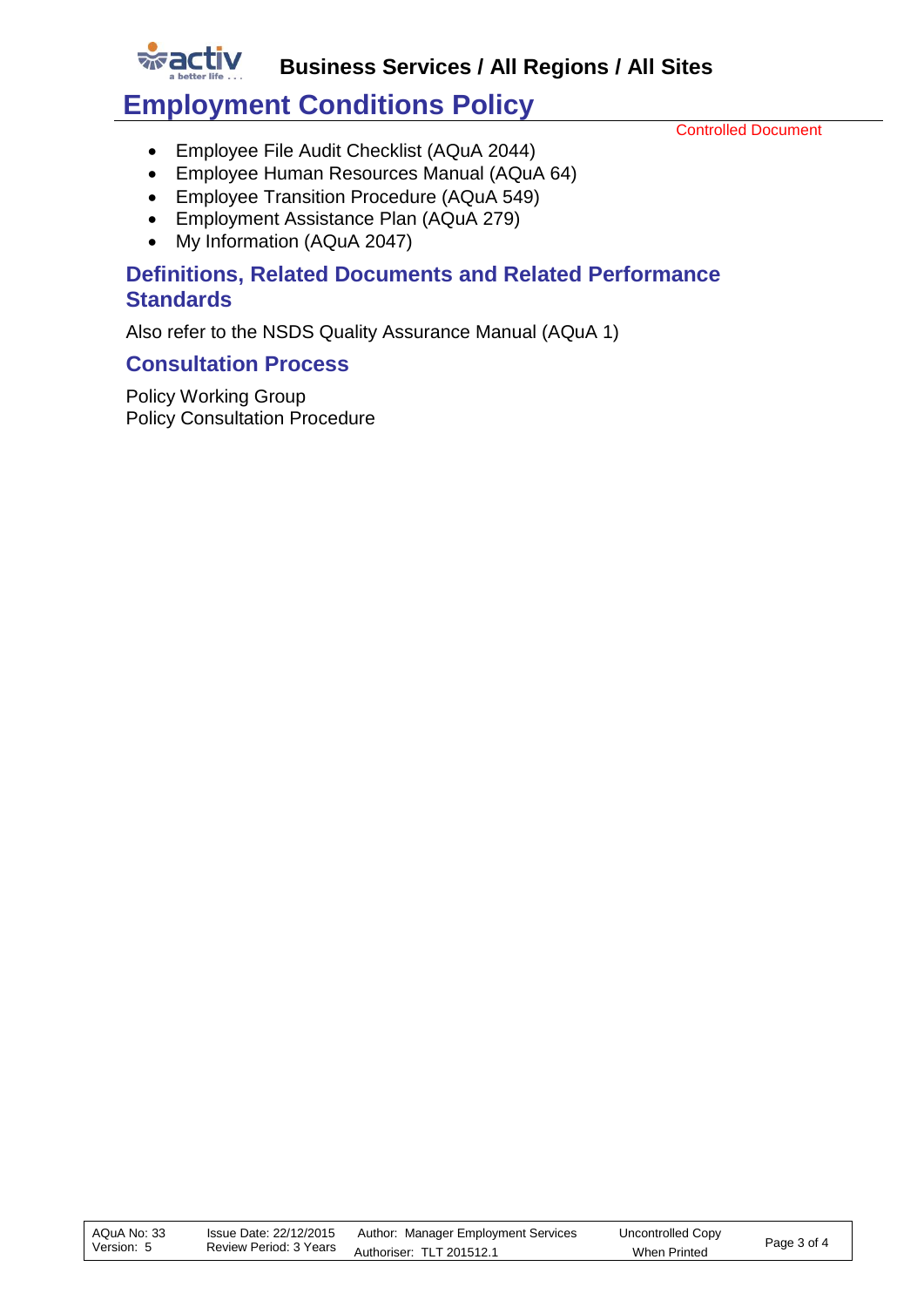- Employee File Audit Checklist (AQuA 2044)
- Employee Human Resources Manual (AQuA 64)
- Employee Transition Procedure (AQuA 549)
- Employment Assistance Plan (AQuA 279)
- My Information (AQuA 2047)

## Definitions, Related Documents and Related Performance Standards

Also refer to the NSDS Quality Assurance Manual (AQuA 1)

## Consultation Process

Policy Working Group
Policy Consultation Procedure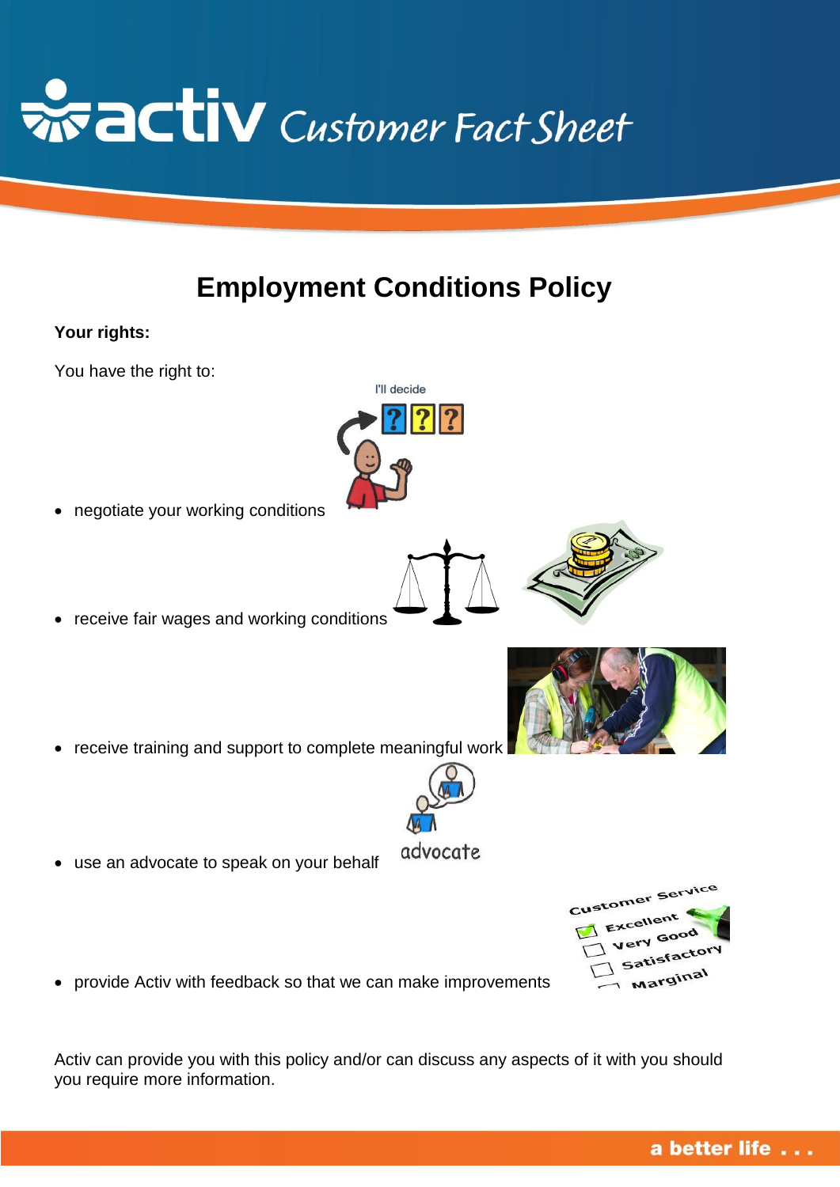# Employment Conditions Policy

**Your rights:**

You have the right to:

- negotiate your working conditions
- receive fair wages and working conditions
- receive training and support to complete meaningful work
- use an advocate to speak on your behalf
- provide Activ with feedback so that we can make improvements

Activ can provide you with this policy and/or can discuss any aspects of it with you should you require more information.